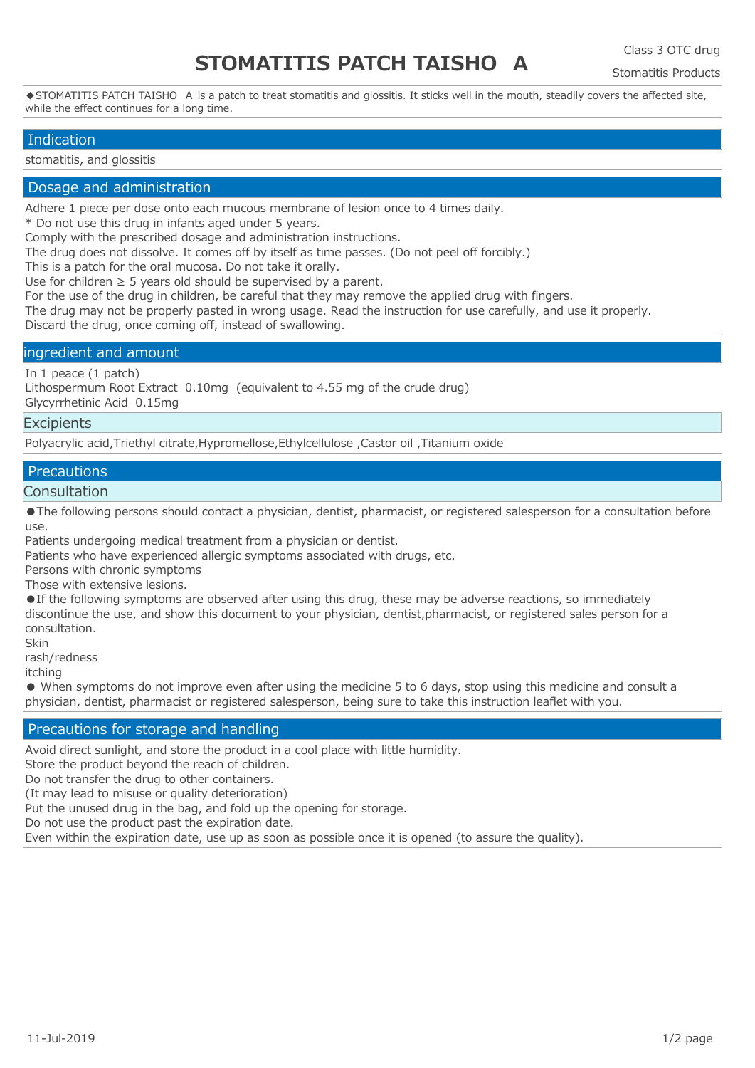# STOMATITIS PATCH TAISHO A

Class 3 OTC drug

Stomatitis Products

◆STOMATITIS PATCH TAISHO A is a patch to treat stomatitis and glossitis. It sticks well in the mouth, steadily covers the affected site, while the effect continues for a long time.

## Indication

stomatitis, and glossitis

## Dosage and administration

Adhere 1 piece per dose onto each mucous membrane of lesion once to 4 times daily.
* Do not use this drug in infants aged under 5 years.
Comply with the prescribed dosage and administration instructions.
The drug does not dissolve. It comes off by itself as time passes. (Do not peel off forcibly.)
This is a patch for the oral mucosa. Do not take it orally.
Use for children ≥ 5 years old should be supervised by a parent.
For the use of the drug in children, be careful that they may remove the applied drug with fingers.
The drug may not be properly pasted in wrong usage. Read the instruction for use carefully, and use it properly.
Discard the drug, once coming off, instead of swallowing.

## ingredient and amount

In 1 peace (1 patch)
Lithospermum Root Extract 0.10mg (equivalent to 4.55 mg of the crude drug)
Glycyrrhetinic Acid 0.15mg

### Excipients

Polyacrylic acid,Triethyl citrate,Hypromellose,Ethylcellulose ,Castor oil ,Titanium oxide

## Precautions

### Consultation

●The following persons should contact a physician, dentist, pharmacist, or registered salesperson for a consultation before use.
Patients undergoing medical treatment from a physician or dentist.
Patients who have experienced allergic symptoms associated with drugs, etc.
Persons with chronic symptoms
Those with extensive lesions.
●If the following symptoms are observed after using this drug, these may be adverse reactions, so immediately discontinue the use, and show this document to your physician, dentist,pharmacist, or registered sales person for a consultation.
Skin
rash/redness
itching
● When symptoms do not improve even after using the medicine 5 to 6 days, stop using this medicine and consult a physician, dentist, pharmacist or registered salesperson, being sure to take this instruction leaflet with you.

## Precautions for storage and handling

Avoid direct sunlight, and store the product in a cool place with little humidity.
Store the product beyond the reach of children.
Do not transfer the drug to other containers.
(It may lead to misuse or quality deterioration)
Put the unused drug in the bag, and fold up the opening for storage.
Do not use the product past the expiration date.
Even within the expiration date, use up as soon as possible once it is opened (to assure the quality).

11-Jul-2019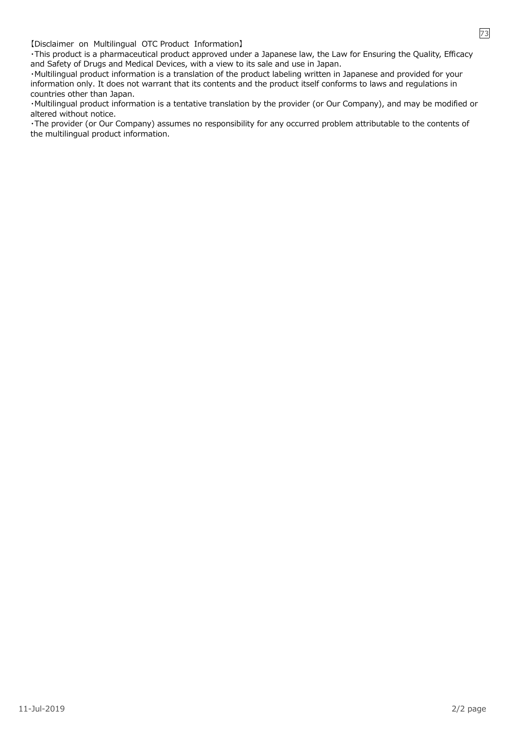【Disclaimer on Multilingual OTC Product Information】

・This product is a pharmaceutical product approved under a Japanese law, the Law for Ensuring the Quality, Efficacy and Safety of Drugs and Medical Devices, with a view to its sale and use in Japan.

・Multilingual product information is a translation of the product labeling written in Japanese and provided for your information only. It does not warrant that its contents and the product itself conforms to laws and regulations in countries other than Japan.

・Multilingual product information is a tentative translation by the provider (or Our Company), and may be modified or altered without notice.

・The provider (or Our Company) assumes no responsibility for any occurred problem attributable to the contents of the multilingual product information.

11-Jul-2019